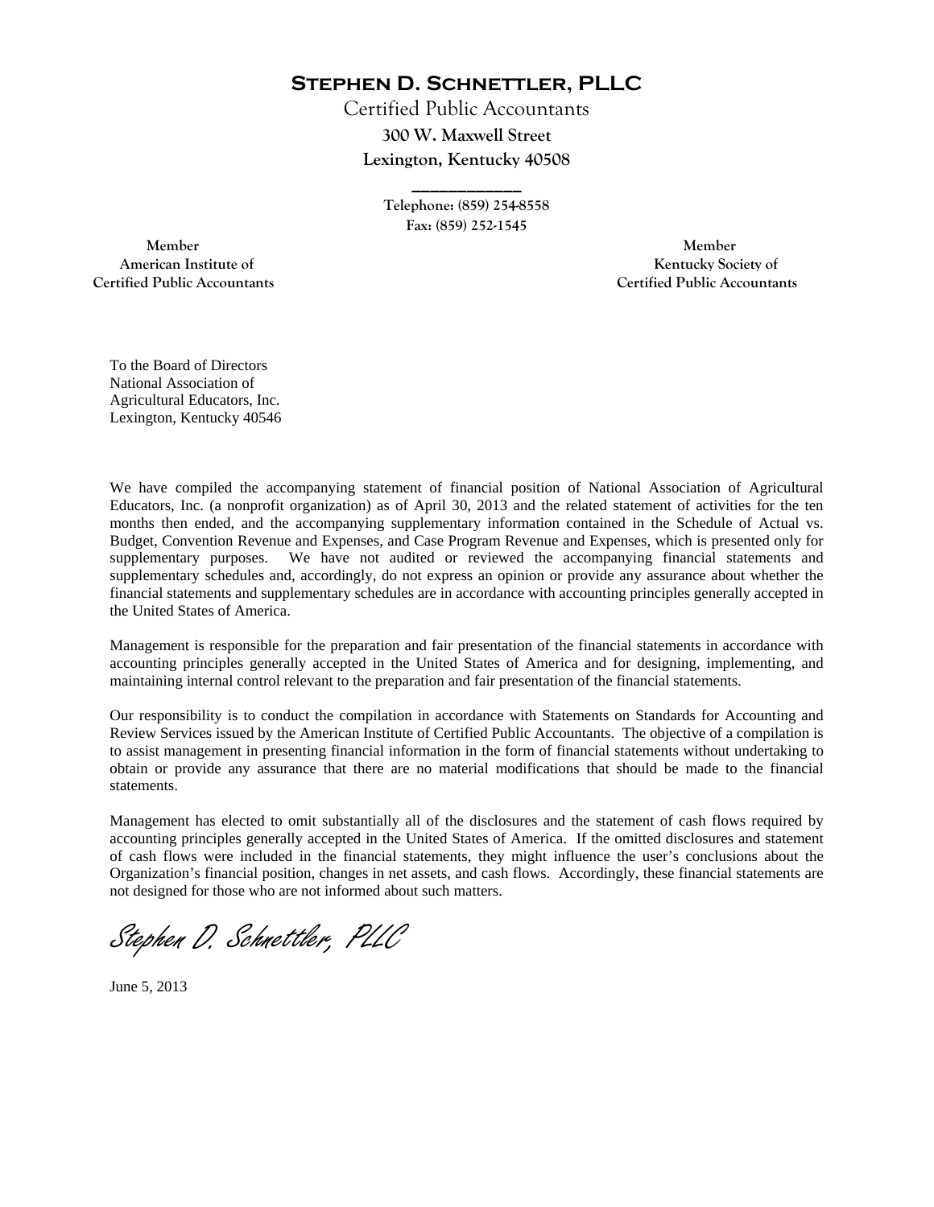# STEPHEN D. SCHNETTLER, PLLC

Certified Public Accountants

**300 W. Maxwell Street**

**Lexington, Kentucky 40508**

Telephone: (859) 254-8558

Fax: (859) 252-1545

Member
American Institute of
Certified Public Accountants

Member
Kentucky Society of
Certified Public Accountants

To the Board of Directors
National Association of
Agricultural Educators, Inc.
Lexington, Kentucky 40546

We have compiled the accompanying statement of financial position of National Association of Agricultural Educators, Inc. (a nonprofit organization) as of April 30, 2013 and the related statement of activities for the ten months then ended, and the accompanying supplementary information contained in the Schedule of Actual vs. Budget, Convention Revenue and Expenses, and Case Program Revenue and Expenses, which is presented only for supplementary purposes. We have not audited or reviewed the accompanying financial statements and supplementary schedules and, accordingly, do not express an opinion or provide any assurance about whether the financial statements and supplementary schedules are in accordance with accounting principles generally accepted in the United States of America.

Management is responsible for the preparation and fair presentation of the financial statements in accordance with accounting principles generally accepted in the United States of America and for designing, implementing, and maintaining internal control relevant to the preparation and fair presentation of the financial statements.

Our responsibility is to conduct the compilation in accordance with Statements on Standards for Accounting and Review Services issued by the American Institute of Certified Public Accountants. The objective of a compilation is to assist management in presenting financial information in the form of financial statements without undertaking to obtain or provide any assurance that there are no material modifications that should be made to the financial statements.

Management has elected to omit substantially all of the disclosures and the statement of cash flows required by accounting principles generally accepted in the United States of America. If the omitted disclosures and statement of cash flows were included in the financial statements, they might influence the user's conclusions about the Organization's financial position, changes in net assets, and cash flows. Accordingly, these financial statements are not designed for those who are not informed about such matters.

*Stephen D. Schnettler, PLLC*

June 5, 2013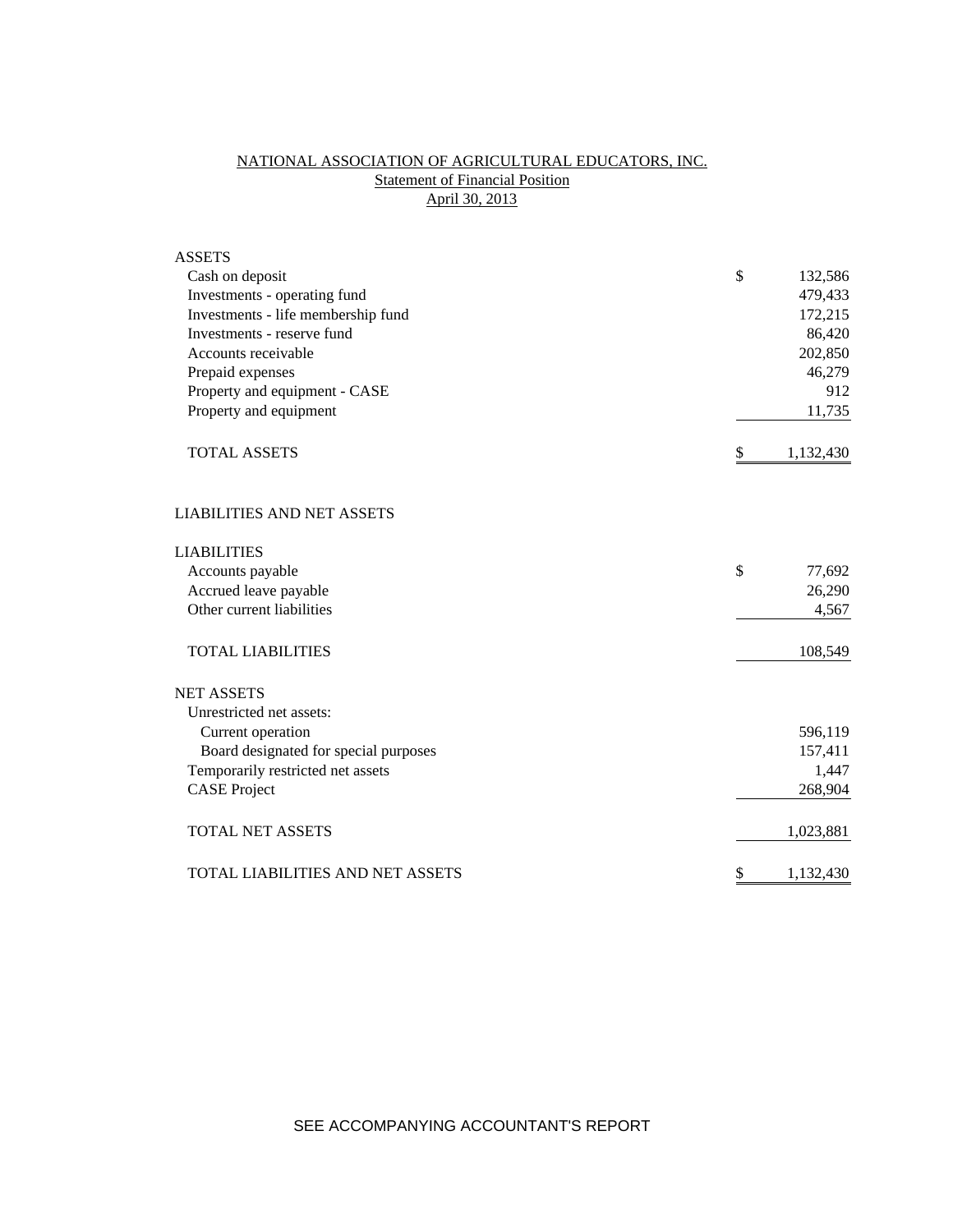# NATIONAL ASSOCIATION OF AGRICULTURAL EDUCATORS, INC.

## Statement of Financial Position

### April 30, 2013

| | | |
|---|---|---|
| **ASSETS** | | |
| Cash on deposit | $ | 132,586 |
| Investments - operating fund | | 479,433 |
| Investments - life membership fund | | 172,215 |
| Investments - reserve fund | | 86,420 |
| Accounts receivable | | 202,850 |
| Prepaid expenses | | 46,279 |
| Property and equipment - CASE | | 912 |
| Property and equipment | | 11,735 |
| TOTAL ASSETS | $ | 1,132,430 |
| | | |
| **LIABILITIES AND NET ASSETS** | | |
| | | |
| **LIABILITIES** | | |
| Accounts payable | $ | 77,692 |
| Accrued leave payable | | 26,290 |
| Other current liabilities | | 4,567 |
| TOTAL LIABILITIES | | 108,549 |
| | | |
| **NET ASSETS** | | |
| Unrestricted net assets: | | |
| Current operation | | 596,119 |
| Board designated for special purposes | | 157,411 |
| Temporarily restricted net assets | | 1,447 |
| CASE Project | | 268,904 |
| TOTAL NET ASSETS | | 1,023,881 |
| | | |
| TOTAL LIABILITIES AND NET ASSETS | $ | 1,132,430 |

SEE ACCOMPANYING ACCOUNTANT'S REPORT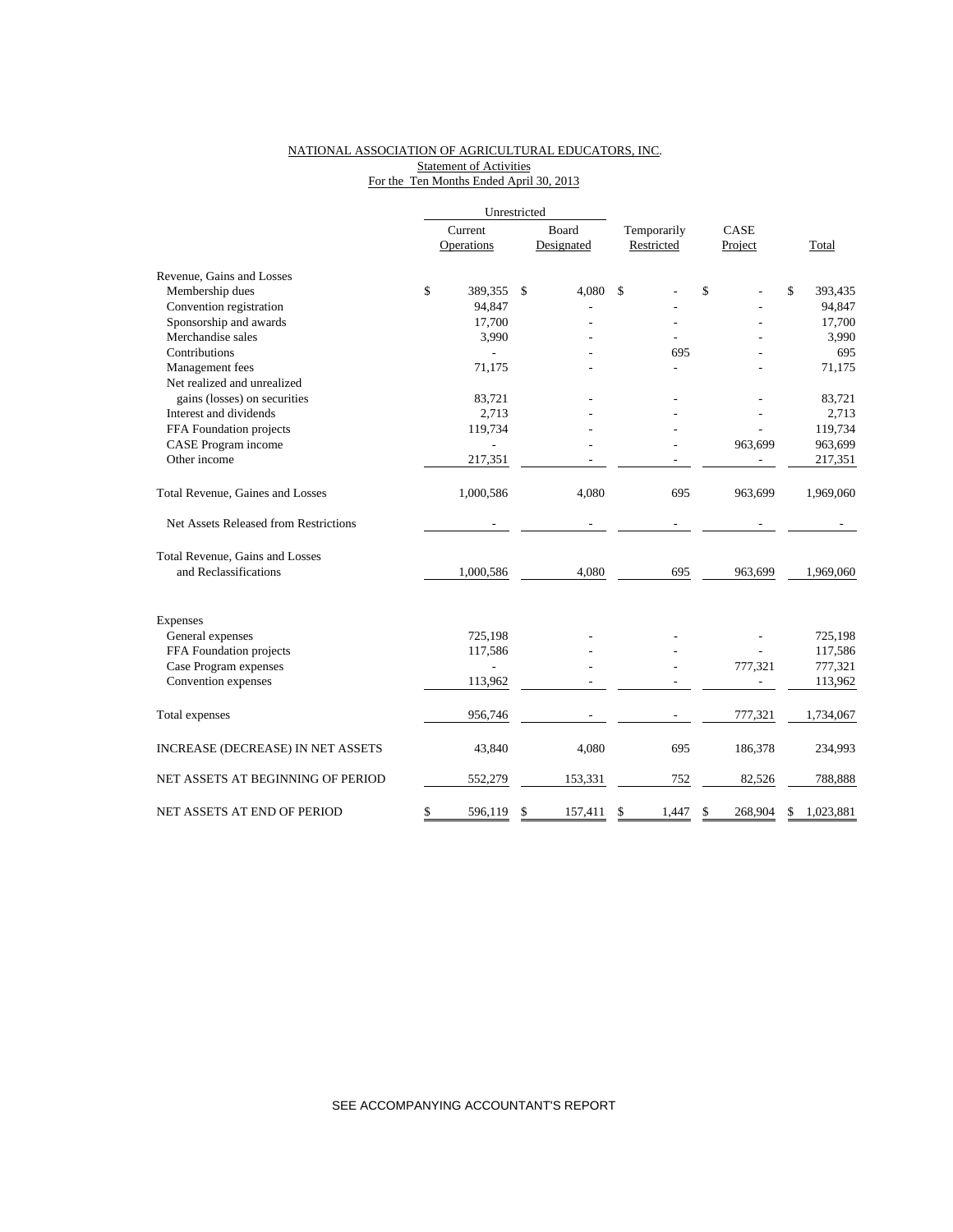NATIONAL ASSOCIATION OF AGRICULTURAL EDUCATORS, INC.
Statement of Activities
For the Ten Months Ended April 30, 2013

| | Unrestricted | | | | |
|---|---|---|---|---|---|
| | Current Operations | Board Designated | Temporarily Restricted | CASE Project | Total |
| Revenue, Gains and Losses | | | | | |
| Membership dues | $ 389,355 | $ 4,080 | $ - | $ - | $ 393,435 |
| Convention registration | 94,847 | - | - | - | 94,847 |
| Sponsorship and awards | 17,700 | - | - | - | 17,700 |
| Merchandise sales | 3,990 | - | - | - | 3,990 |
| Contributions | - | - | 695 | - | 695 |
| Management fees | 71,175 | - | - | - | 71,175 |
| Net realized and unrealized gains (losses) on securities | 83,721 | - | - | - | 83,721 |
| Interest and dividends | 2,713 | - | - | - | 2,713 |
| FFA Foundation projects | 119,734 | - | - | - | 119,734 |
| CASE Program income | - | - | - | 963,699 | 963,699 |
| Other income | 217,351 | - | - | - | 217,351 |
| Total Revenue, Gaines and Losses | 1,000,586 | 4,080 | 695 | 963,699 | 1,969,060 |
| Net Assets Released from Restrictions | - | - | - | - | - |
| Total Revenue, Gains and Losses and Reclassifications | 1,000,586 | 4,080 | 695 | 963,699 | 1,969,060 |
| Expenses | | | | | |
| General expenses | 725,198 | - | - | - | 725,198 |
| FFA Foundation projects | 117,586 | - | - | - | 117,586 |
| Case Program expenses | - | - | - | 777,321 | 777,321 |
| Convention expenses | 113,962 | - | - | - | 113,962 |
| Total expenses | 956,746 | - | - | 777,321 | 1,734,067 |
| INCREASE (DECREASE) IN NET ASSETS | 43,840 | 4,080 | 695 | 186,378 | 234,993 |
| NET ASSETS AT BEGINNING OF PERIOD | 552,279 | 153,331 | 752 | 82,526 | 788,888 |
| NET ASSETS AT END OF PERIOD | $ 596,119 | $ 157,411 | $ 1,447 | $ 268,904 | $ 1,023,881 |

SEE ACCOMPANYING ACCOUNTANT'S REPORT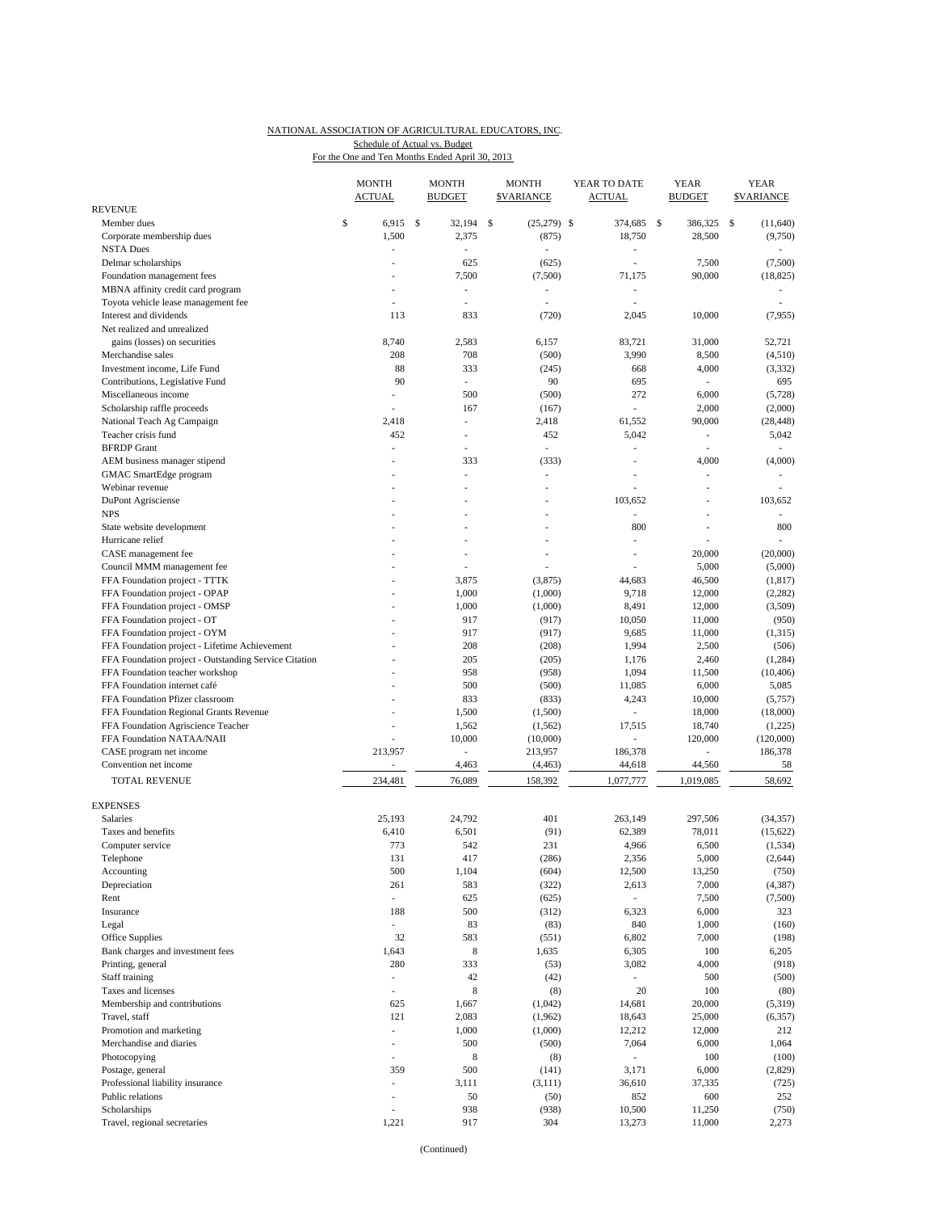NATIONAL ASSOCIATION OF AGRICULTURAL EDUCATORS, INC.

Schedule of Actual vs. Budget

For the One and Ten Months Ended April 30, 2013

| | MONTH ACTUAL | MONTH BUDGET | MONTH $VARIANCE | YEAR TO DATE ACTUAL | YEAR BUDGET | YEAR $VARIANCE |
|---|---|---|---|---|---|---|
| **REVENUE** | | | | | | |
| Member dues | $ 6,915 | $ 32,194 | $ (25,279) | $ 374,685 | $ 386,325 | $ (11,640) |
| Corporate membership dues | 1,500 | 2,375 | (875) | 18,750 | 28,500 | (9,750) |
| NSTA Dues | - | - | - | - | | - |
| Delmar scholarships | - | 625 | (625) | - | 7,500 | (7,500) |
| Foundation management fees | - | 7,500 | (7,500) | 71,175 | 90,000 | (18,825) |
| MBNA affinity credit card program | - | - | - | - | | - |
| Toyota vehicle lease management fee | - | - | - | - | | - |
| Interest and dividends | 113 | 833 | (720) | 2,045 | 10,000 | (7,955) |
| Net realized and unrealized gains (losses) on securities | 8,740 | 2,583 | 6,157 | 83,721 | 31,000 | 52,721 |
| Merchandise sales | 208 | 708 | (500) | 3,990 | 8,500 | (4,510) |
| Investment income, Life Fund | 88 | 333 | (245) | 668 | 4,000 | (3,332) |
| Contributions, Legislative Fund | 90 | - | 90 | 695 | - | 695 |
| Miscellaneous income | - | 500 | (500) | 272 | 6,000 | (5,728) |
| Scholarship raffle proceeds | - | 167 | (167) | - | 2,000 | (2,000) |
| National Teach Ag Campaign | 2,418 | - | 2,418 | 61,552 | 90,000 | (28,448) |
| Teacher crisis fund | 452 | - | 452 | 5,042 | - | 5,042 |
| BFRDP Grant | - | - | - | - | - | - |
| AEM business manager stipend | - | 333 | (333) | - | 4,000 | (4,000) |
| GMAC SmartEdge program | - | - | - | - | - | - |
| Webinar revenue | - | - | - | - | - | - |
| DuPont Agrisciense | - | - | - | 103,652 | - | 103,652 |
| NPS | - | - | - | - | - | - |
| State website development | - | - | - | 800 | - | 800 |
| Hurricane relief | - | - | - | - | - | - |
| CASE management fee | - | - | - | - | 20,000 | (20,000) |
| Council MMM management fee | - | - | - | - | 5,000 | (5,000) |
| FFA Foundation project - TTTK | - | 3,875 | (3,875) | 44,683 | 46,500 | (1,817) |
| FFA Foundation project - OPAP | - | 1,000 | (1,000) | 9,718 | 12,000 | (2,282) |
| FFA Foundation project - OMSP | - | 1,000 | (1,000) | 8,491 | 12,000 | (3,509) |
| FFA Foundation project - OT | - | 917 | (917) | 10,050 | 11,000 | (950) |
| FFA Foundation project - OYM | - | 917 | (917) | 9,685 | 11,000 | (1,315) |
| FFA Foundation project - Lifetime Achievement | - | 208 | (208) | 1,994 | 2,500 | (506) |
| FFA Foundation project - Outstanding Service Citation | - | 205 | (205) | 1,176 | 2,460 | (1,284) |
| FFA Foundation teacher workshop | - | 958 | (958) | 1,094 | 11,500 | (10,406) |
| FFA Foundation internet café | - | 500 | (500) | 11,085 | 6,000 | 5,085 |
| FFA Foundation Pfizer classroom | - | 833 | (833) | 4,243 | 10,000 | (5,757) |
| FFA Foundation Regional Grants Revenue | - | 1,500 | (1,500) | - | 18,000 | (18,000) |
| FFA Foundation Agriscience Teacher | - | 1,562 | (1,562) | 17,515 | 18,740 | (1,225) |
| FFA Foundation NATAA/NAII | - | 10,000 | (10,000) | - | 120,000 | (120,000) |
| CASE program net income | 213,957 | - | 213,957 | 186,378 | - | 186,378 |
| Convention net income | - | 4,463 | (4,463) | 44,618 | 44,560 | 58 |
| TOTAL REVENUE | 234,481 | 76,089 | 158,392 | 1,077,777 | 1,019,085 | 58,692 |
| **EXPENSES** | | | | | | |
| Salaries | 25,193 | 24,792 | 401 | 263,149 | 297,506 | (34,357) |
| Taxes and benefits | 6,410 | 6,501 | (91) | 62,389 | 78,011 | (15,622) |
| Computer service | 773 | 542 | 231 | 4,966 | 6,500 | (1,534) |
| Telephone | 131 | 417 | (286) | 2,356 | 5,000 | (2,644) |
| Accounting | 500 | 1,104 | (604) | 12,500 | 13,250 | (750) |
| Depreciation | 261 | 583 | (322) | 2,613 | 7,000 | (4,387) |
| Rent | - | 625 | (625) | - | 7,500 | (7,500) |
| Insurance | 188 | 500 | (312) | 6,323 | 6,000 | 323 |
| Legal | - | 83 | (83) | 840 | 1,000 | (160) |
| Office Supplies | 32 | 583 | (551) | 6,802 | 7,000 | (198) |
| Bank charges and investment fees | 1,643 | 8 | 1,635 | 6,305 | 100 | 6,205 |
| Printing, general | 280 | 333 | (53) | 3,082 | 4,000 | (918) |
| Staff training | - | 42 | (42) | - | 500 | (500) |
| Taxes and licenses | - | 8 | (8) | 20 | 100 | (80) |
| Membership and contributions | 625 | 1,667 | (1,042) | 14,681 | 20,000 | (5,319) |
| Travel, staff | 121 | 2,083 | (1,962) | 18,643 | 25,000 | (6,357) |
| Promotion and marketing | - | 1,000 | (1,000) | 12,212 | 12,000 | 212 |
| Merchandise and diaries | - | 500 | (500) | 7,064 | 6,000 | 1,064 |
| Photocopying | - | 8 | (8) | - | 100 | (100) |
| Postage, general | 359 | 500 | (141) | 3,171 | 6,000 | (2,829) |
| Professional liability insurance | - | 3,111 | (3,111) | 36,610 | 37,335 | (725) |
| Public relations | - | 50 | (50) | 852 | 600 | 252 |
| Scholarships | - | 938 | (938) | 10,500 | 11,250 | (750) |
| Travel, regional secretaries | 1,221 | 917 | 304 | 13,273 | 11,000 | 2,273 |

(Continued)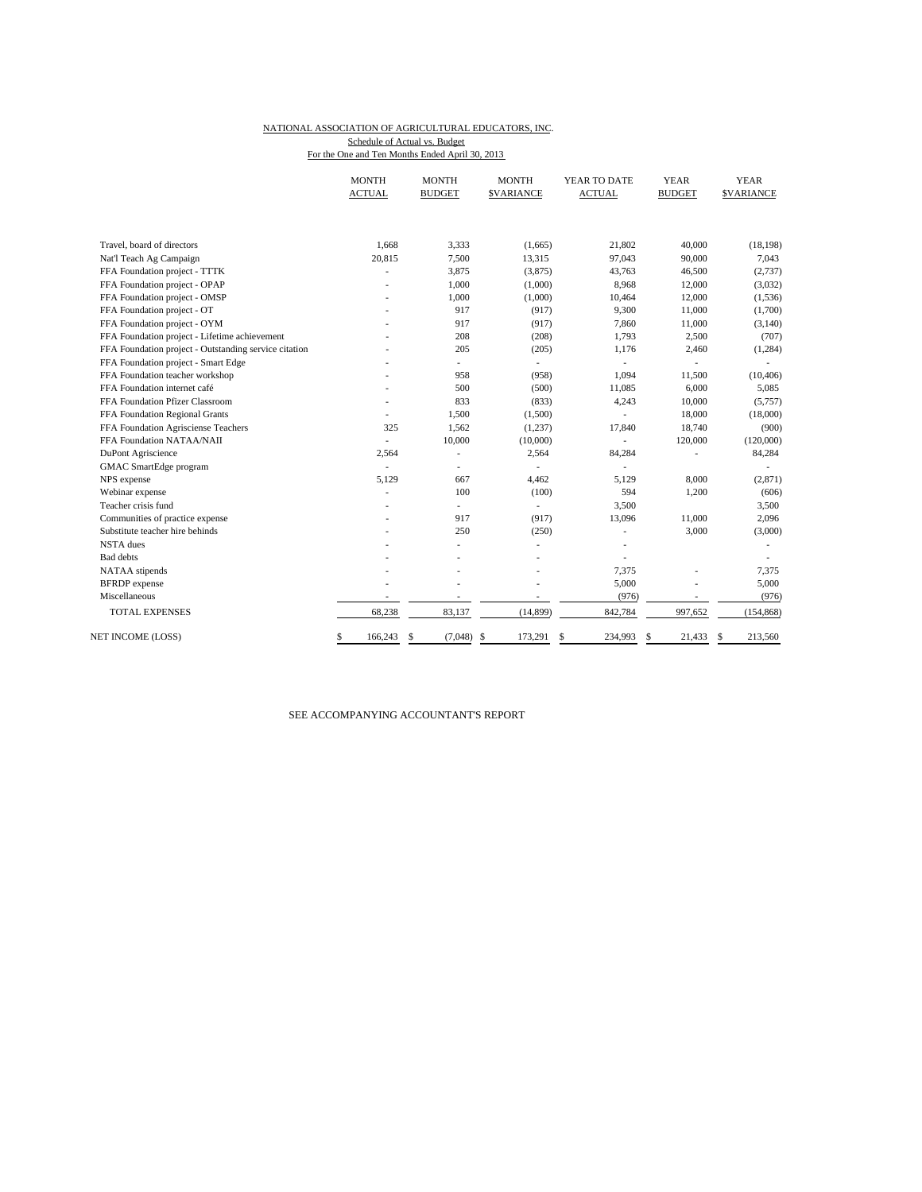NATIONAL ASSOCIATION OF AGRICULTURAL EDUCATORS, INC.

Schedule of Actual vs. Budget

For the One and Ten Months Ended April 30, 2013

| | MONTH ACTUAL | MONTH BUDGET | MONTH $VARIANCE | YEAR TO DATE ACTUAL | YEAR BUDGET | YEAR $VARIANCE |
|---|---|---|---|---|---|---|
| Travel, board of directors | 1,668 | 3,333 | (1,665) | 21,802 | 40,000 | (18,198) |
| Nat'l Teach Ag Campaign | 20,815 | 7,500 | 13,315 | 97,043 | 90,000 | 7,043 |
| FFA Foundation project - TTTK | - | 3,875 | (3,875) | 43,763 | 46,500 | (2,737) |
| FFA Foundation project - OPAP | - | 1,000 | (1,000) | 8,968 | 12,000 | (3,032) |
| FFA Foundation project - OMSP | - | 1,000 | (1,000) | 10,464 | 12,000 | (1,536) |
| FFA Foundation project - OT | - | 917 | (917) | 9,300 | 11,000 | (1,700) |
| FFA Foundation project - OYM | - | 917 | (917) | 7,860 | 11,000 | (3,140) |
| FFA Foundation project - Lifetime achievement | - | 208 | (208) | 1,793 | 2,500 | (707) |
| FFA Foundation project - Outstanding service citation | - | 205 | (205) | 1,176 | 2,460 | (1,284) |
| FFA Foundation project - Smart Edge | - | - | - | - | - | - |
| FFA Foundation teacher workshop | - | 958 | (958) | 1,094 | 11,500 | (10,406) |
| FFA Foundation internet café | - | 500 | (500) | 11,085 | 6,000 | 5,085 |
| FFA Foundation Pfizer Classroom | - | 833 | (833) | 4,243 | 10,000 | (5,757) |
| FFA Foundation Regional Grants | - | 1,500 | (1,500) | - | 18,000 | (18,000) |
| FFA Foundation Agrisciense Teachers | 325 | 1,562 | (1,237) | 17,840 | 18,740 | (900) |
| FFA Foundation NATAA/NAII | - | 10,000 | (10,000) | - | 120,000 | (120,000) |
| DuPont Agriscience | 2,564 | - | 2,564 | 84,284 | - | 84,284 |
| GMAC SmartEdge program | - | - | - | - | | - |
| NPS expense | 5,129 | 667 | 4,462 | 5,129 | 8,000 | (2,871) |
| Webinar expense | - | 100 | (100) | 594 | 1,200 | (606) |
| Teacher crisis fund | - | - | - | 3,500 | | 3,500 |
| Communities of practice expense | - | 917 | (917) | 13,096 | 11,000 | 2,096 |
| Substitute teacher hire behinds | - | 250 | (250) | - | 3,000 | (3,000) |
| NSTA dues | - | - | - | - | | - |
| Bad debts | - | - | - | - | | - |
| NATAA stipends | - | - | - | 7,375 | - | 7,375 |
| BFRDP expense | - | - | - | 5,000 | - | 5,000 |
| Miscellaneous | - | - | - | (976) | - | (976) |
| TOTAL EXPENSES | 68,238 | 83,137 | (14,899) | 842,784 | 997,652 | (154,868) |
| NET INCOME (LOSS) | $ 166,243 | $ (7,048) | $ 173,291 | $ 234,993 | $ 21,433 | $ 213,560 |

SEE ACCOMPANYING ACCOUNTANT'S REPORT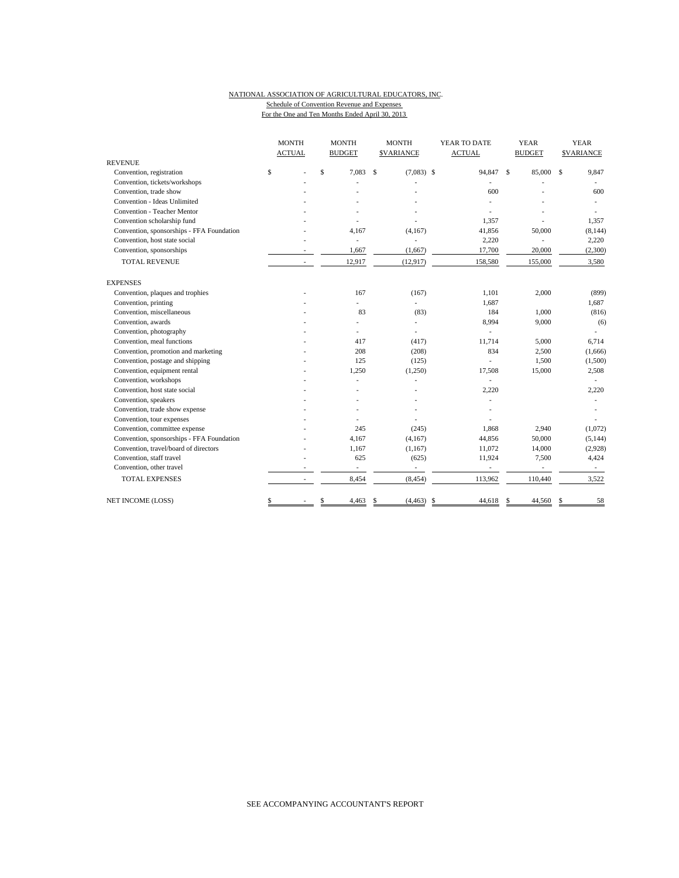NATIONAL ASSOCIATION OF AGRICULTURAL EDUCATORS, INC.
Schedule of Convention Revenue and Expenses
For the One and Ten Months Ended April 30, 2013

| | MONTH ACTUAL | MONTH BUDGET | MONTH $VARIANCE | YEAR TO DATE ACTUAL | YEAR BUDGET | YEAR $VARIANCE |
|---|---|---|---|---|---|---|
| REVENUE | | | | | | |
| Convention, registration | $ - | $ 7,083 | $ (7,083) | $ 94,847 | $ 85,000 | $ 9,847 |
| Convention, tickets/workshops | - | - | - | - | - | - |
| Convention, trade show | - | - | - | 600 | - | 600 |
| Convention - Ideas Unlimited | - | - | - | - | - | - |
| Convention - Teacher Mentor | - | - | - | - | - | - |
| Convention scholarship fund | - | - | - | 1,357 | - | 1,357 |
| Convention, sponsorships - FFA Foundation | - | 4,167 | (4,167) | 41,856 | 50,000 | (8,144) |
| Convention, host state social | - | - | - | 2,220 | - | 2,220 |
| Convention, sponsorships | - | 1,667 | (1,667) | 17,700 | 20,000 | (2,300) |
| TOTAL REVENUE | - | 12,917 | (12,917) | 158,580 | 155,000 | 3,580 |
| EXPENSES | | | | | | |
| Convention, plaques and trophies | - | 167 | (167) | 1,101 | 2,000 | (899) |
| Convention, printing | - | - | - | 1,687 | | 1,687 |
| Convention, miscellaneous | - | 83 | (83) | 184 | 1,000 | (816) |
| Convention, awards | - | - | - | 8,994 | 9,000 | (6) |
| Convention, photography | - | - | - | - | | - |
| Convention, meal functions | - | 417 | (417) | 11,714 | 5,000 | 6,714 |
| Convention, promotion and marketing | - | 208 | (208) | 834 | 2,500 | (1,666) |
| Convention, postage and shipping | - | 125 | (125) | - | 1,500 | (1,500) |
| Convention, equipment rental | - | 1,250 | (1,250) | 17,508 | 15,000 | 2,508 |
| Convention, workshops | - | - | - | - | | - |
| Convention, host state social | - | - | - | 2,220 | | 2,220 |
| Convention, speakers | - | - | - | - | | - |
| Convention, trade show expense | - | - | - | - | | - |
| Convention, tour expenses | - | - | - | - | | - |
| Convention, committee expense | - | 245 | (245) | 1,868 | 2,940 | (1,072) |
| Convention, sponsorships - FFA Foundation | - | 4,167 | (4,167) | 44,856 | 50,000 | (5,144) |
| Convention, travel/board of directors | - | 1,167 | (1,167) | 11,072 | 14,000 | (2,928) |
| Convention, staff travel | - | 625 | (625) | 11,924 | 7,500 | 4,424 |
| Convention, other travel | - | - | - | - | - | - |
| TOTAL EXPENSES | - | 8,454 | (8,454) | 113,962 | 110,440 | 3,522 |
| NET INCOME (LOSS) | $ - | $ 4,463 | $ (4,463) | $ 44,618 | $ 44,560 | $ 58 |

SEE ACCOMPANYING ACCOUNTANT'S REPORT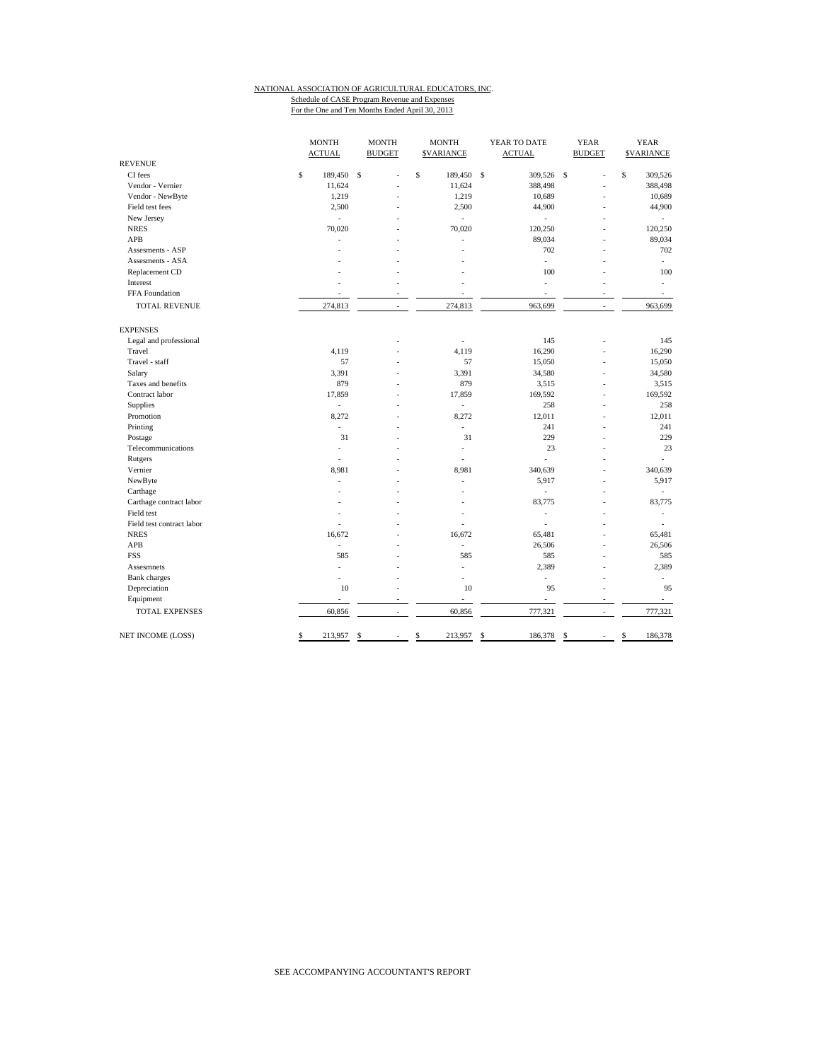NATIONAL ASSOCIATION OF AGRICULTURAL EDUCATORS, INC.

Schedule of CASE Program Revenue and Expenses

For the One and Ten Months Ended April 30, 2013

| | MONTH ACTUAL | MONTH BUDGET | MONTH $VARIANCE | YEAR TO DATE ACTUAL | YEAR BUDGET | YEAR $VARIANCE |
|---|---|---|---|---|---|---|
| REVENUE | | | | | | |
| CI fees | $ 189,450 | $ - | $ 189,450 | $ 309,526 | $ - | $ 309,526 |
| Vendor - Vernier | 11,624 | - | 11,624 | 388,498 | - | 388,498 |
| Vendor - NewByte | 1,219 | - | 1,219 | 10,689 | - | 10,689 |
| Field test fees | 2,500 | - | 2,500 | 44,900 | - | 44,900 |
| New Jersey | - | - | - | - | - | - |
| NRES | 70,020 | - | 70,020 | 120,250 | - | 120,250 |
| APB | - | - | - | 89,034 | - | 89,034 |
| Assesments - ASP | - | - | - | 702 | - | 702 |
| Assesments - ASA | - | - | - | - | - | - |
| Replacement CD | - | - | - | 100 | - | 100 |
| Interest | - | - | - | - | - | - |
| FFA Foundation | - | - | - | - | - | - |
| TOTAL REVENUE | 274,813 | - | 274,813 | 963,699 | - | 963,699 |
| EXPENSES | | | | | | |
| Legal and professional | | - | - | 145 | - | 145 |
| Travel | 4,119 | - | 4,119 | 16,290 | - | 16,290 |
| Travel - staff | 57 | - | 57 | 15,050 | - | 15,050 |
| Salary | 3,391 | - | 3,391 | 34,580 | - | 34,580 |
| Taxes and benefits | 879 | - | 879 | 3,515 | - | 3,515 |
| Contract labor | 17,859 | - | 17,859 | 169,592 | - | 169,592 |
| Supplies | - | - | - | 258 | - | 258 |
| Promotion | 8,272 | - | 8,272 | 12,011 | - | 12,011 |
| Printing | - | - | - | 241 | - | 241 |
| Postage | 31 | - | 31 | 229 | - | 229 |
| Telecommunications | - | - | - | 23 | - | 23 |
| Rutgers | - | - | - | - | - | - |
| Vernier | 8,981 | - | 8,981 | 340,639 | - | 340,639 |
| NewByte | - | - | - | 5,917 | - | 5,917 |
| Carthage | - | - | - | - | - | - |
| Carthage contract labor | - | - | - | 83,775 | - | 83,775 |
| Field test | - | - | - | - | - | - |
| Field test contract labor | - | - | - | - | - | - |
| NRES | 16,672 | - | 16,672 | 65,481 | - | 65,481 |
| APB | - | - | - | 26,506 | - | 26,506 |
| FSS | 585 | - | 585 | 585 | - | 585 |
| Assesmnets | - | - | - | 2,389 | - | 2,389 |
| Bank charges | - | - | - | - | - | - |
| Depreciation | 10 | - | 10 | 95 | - | 95 |
| Equipment | - | - | - | - | - | - |
| TOTAL EXPENSES | 60,856 | - | 60,856 | 777,321 | - | 777,321 |
| NET INCOME (LOSS) | $ 213,957 | $ - | $ 213,957 | $ 186,378 | $ - | $ 186,378 |

SEE ACCOMPANYING ACCOUNTANT'S REPORT